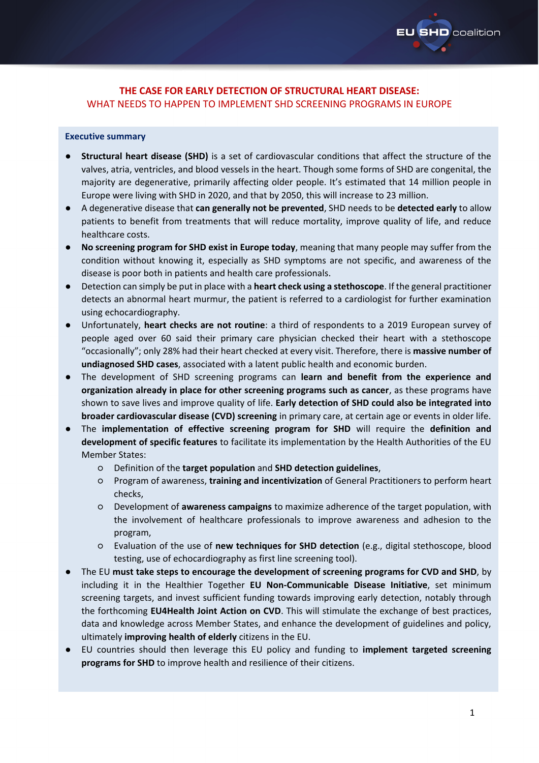# THE CASE FOR EARLY DETECTION OF STRUCTURAL HEART DISEASE:
## WHAT NEEDS TO HAPPEN TO IMPLEMENT SHD SCREENING PROGRAMS IN EUROPE

**Executive summary**

- **Structural heart disease (SHD)** is a set of cardiovascular conditions that affect the structure of the valves, atria, ventricles, and blood vessels in the heart. Though some forms of SHD are congenital, the majority are degenerative, primarily affecting older people. It's estimated that 14 million people in Europe were living with SHD in 2020, and that by 2050, this will increase to 23 million.
- A degenerative disease that **can generally not be prevented**, SHD needs to be **detected early** to allow patients to benefit from treatments that will reduce mortality, improve quality of life, and reduce healthcare costs.
- **No screening program for SHD exist in Europe today**, meaning that many people may suffer from the condition without knowing it, especially as SHD symptoms are not specific, and awareness of the disease is poor both in patients and health care professionals.
- Detection can simply be put in place with a **heart check using a stethoscope**. If the general practitioner detects an abnormal heart murmur, the patient is referred to a cardiologist for further examination using echocardiography.
- Unfortunately, **heart checks are not routine**: a third of respondents to a 2019 European survey of people aged over 60 said their primary care physician checked their heart with a stethoscope "occasionally"; only 28% had their heart checked at every visit. Therefore, there is **massive number of undiagnosed SHD cases**, associated with a latent public health and economic burden.
- The development of SHD screening programs can **learn and benefit from the experience and organization already in place for other screening programs such as cancer**, as these programs have shown to save lives and improve quality of life. **Early detection of SHD could also be integrated into broader cardiovascular disease (CVD) screening** in primary care, at certain age or events in older life.
- The **implementation of effective screening program for SHD** will require the **definition and development of specific features** to facilitate its implementation by the Health Authorities of the EU Member States:
  - Definition of the **target population** and **SHD detection guidelines**,
  - Program of awareness, **training and incentivization** of General Practitioners to perform heart checks,
  - Development of **awareness campaigns** to maximize adherence of the target population, with the involvement of healthcare professionals to improve awareness and adhesion to the program,
  - Evaluation of the use of **new techniques for SHD detection** (e.g., digital stethoscope, blood testing, use of echocardiography as first line screening tool).
- The EU **must take steps to encourage the development of screening programs for CVD and SHD**, by including it in the Healthier Together **EU Non-Communicable Disease Initiative**, set minimum screening targets, and invest sufficient funding towards improving early detection, notably through the forthcoming **EU4Health Joint Action on CVD**. This will stimulate the exchange of best practices, data and knowledge across Member States, and enhance the development of guidelines and policy, ultimately **improving health of elderly** citizens in the EU.
- EU countries should then leverage this EU policy and funding to **implement targeted screening programs for SHD** to improve health and resilience of their citizens.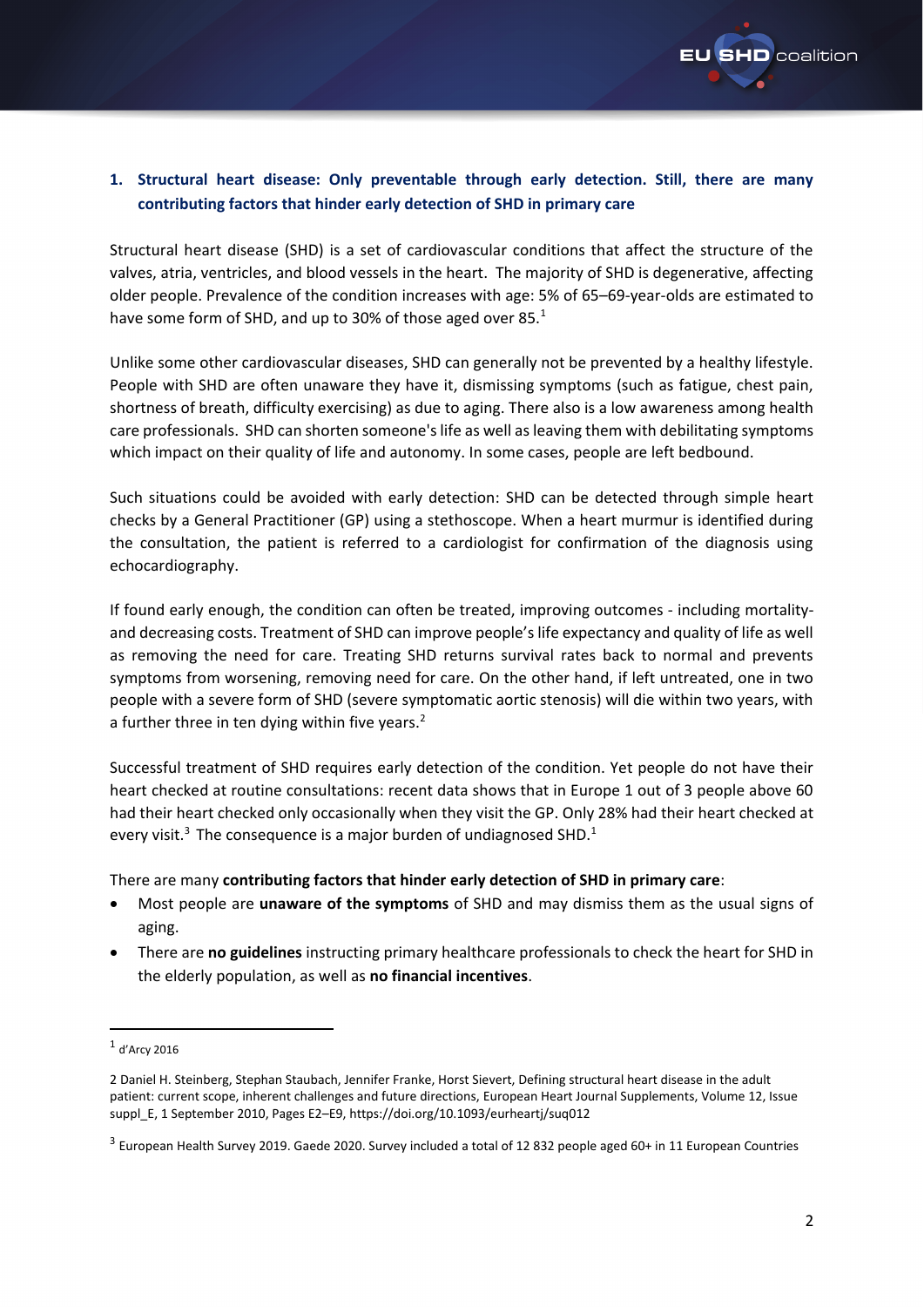## 1. Structural heart disease: Only preventable through early detection. Still, there are many contributing factors that hinder early detection of SHD in primary care

Structural heart disease (SHD) is a set of cardiovascular conditions that affect the structure of the valves, atria, ventricles, and blood vessels in the heart. The majority of SHD is degenerative, affecting older people. Prevalence of the condition increases with age: 5% of 65–69-year-olds are estimated to have some form of SHD, and up to 30% of those aged over 85.[1]

Unlike some other cardiovascular diseases, SHD can generally not be prevented by a healthy lifestyle. People with SHD are often unaware they have it, dismissing symptoms (such as fatigue, chest pain, shortness of breath, difficulty exercising) as due to aging. There also is a low awareness among health care professionals. SHD can shorten someone's life as well as leaving them with debilitating symptoms which impact on their quality of life and autonomy. In some cases, people are left bedbound.

Such situations could be avoided with early detection: SHD can be detected through simple heart checks by a General Practitioner (GP) using a stethoscope. When a heart murmur is identified during the consultation, the patient is referred to a cardiologist for confirmation of the diagnosis using echocardiography.

If found early enough, the condition can often be treated, improving outcomes - including mortality- and decreasing costs. Treatment of SHD can improve people's life expectancy and quality of life as well as removing the need for care. Treating SHD returns survival rates back to normal and prevents symptoms from worsening, removing need for care. On the other hand, if left untreated, one in two people with a severe form of SHD (severe symptomatic aortic stenosis) will die within two years, with a further three in ten dying within five years.[2]

Successful treatment of SHD requires early detection of the condition. Yet people do not have their heart checked at routine consultations: recent data shows that in Europe 1 out of 3 people above 60 had their heart checked only occasionally when they visit the GP. Only 28% had their heart checked at every visit.[3] The consequence is a major burden of undiagnosed SHD.[1]

There are many **contributing factors that hinder early detection of SHD in primary care**:

- Most people are **unaware of the symptoms** of SHD and may dismiss them as the usual signs of aging.
- There are **no guidelines** instructing primary healthcare professionals to check the heart for SHD in the elderly population, as well as **no financial incentives**.

---

[1] d'Arcy 2016

2 Daniel H. Steinberg, Stephan Staubach, Jennifer Franke, Horst Sievert, Defining structural heart disease in the adult patient: current scope, inherent challenges and future directions, European Heart Journal Supplements, Volume 12, Issue suppl_E, 1 September 2010, Pages E2–E9, https://doi.org/10.1093/eurheartj/suq012

[3] European Health Survey 2019. Gaede 2020. Survey included a total of 12 832 people aged 60+ in 11 European Countries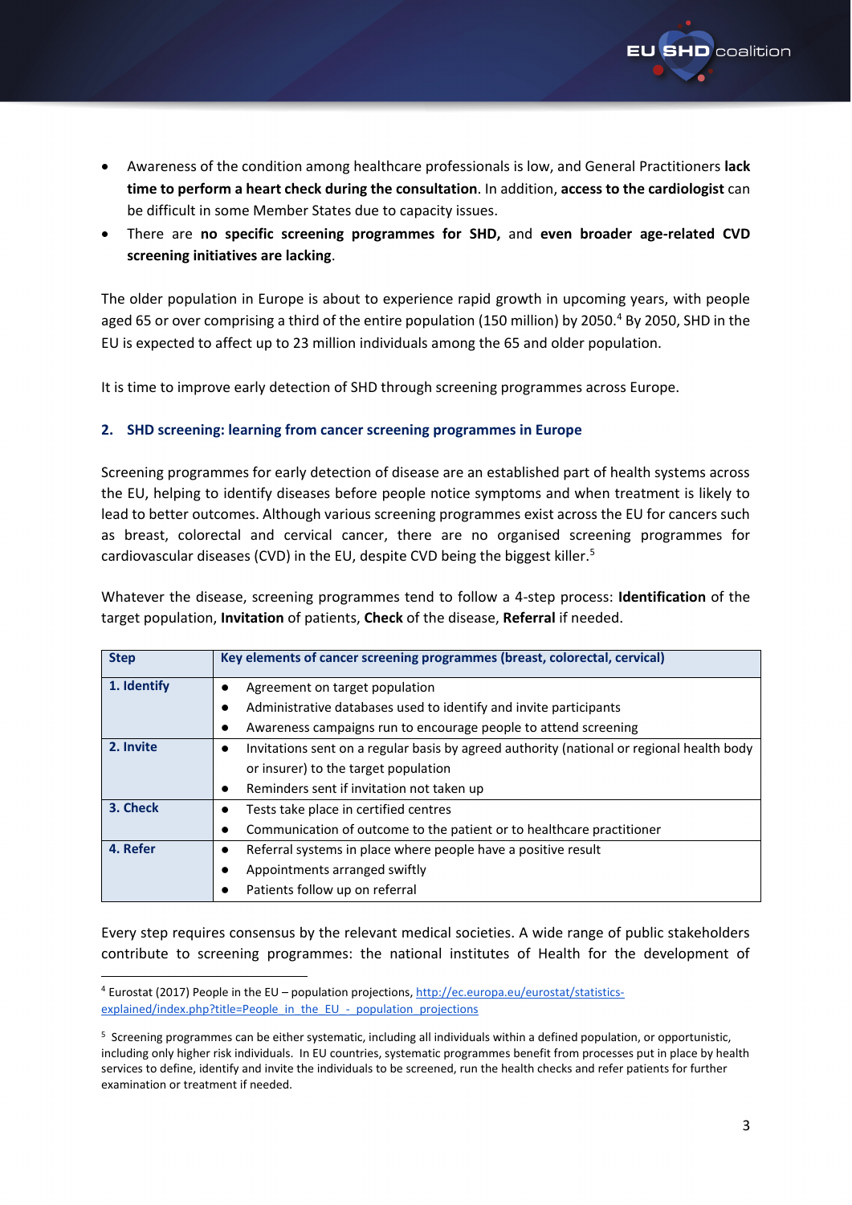- Awareness of the condition among healthcare professionals is low, and General Practitioners **lack time to perform a heart check during the consultation**. In addition, **access to the cardiologist** can be difficult in some Member States due to capacity issues.
- There are **no specific screening programmes for SHD,** and **even broader age-related CVD screening initiatives are lacking**.

The older population in Europe is about to experience rapid growth in upcoming years, with people aged 65 or over comprising a third of the entire population (150 million) by 2050.[4] By 2050, SHD in the EU is expected to affect up to 23 million individuals among the 65 and older population.

It is time to improve early detection of SHD through screening programmes across Europe.

## 2. SHD screening: learning from cancer screening programmes in Europe

Screening programmes for early detection of disease are an established part of health systems across the EU, helping to identify diseases before people notice symptoms and when treatment is likely to lead to better outcomes. Although various screening programmes exist across the EU for cancers such as breast, colorectal and cervical cancer, there are no organised screening programmes for cardiovascular diseases (CVD) in the EU, despite CVD being the biggest killer.[5]

Whatever the disease, screening programmes tend to follow a 4-step process: **Identification** of the target population, **Invitation** of patients, **Check** of the disease, **Referral** if needed.

| Step | Key elements of cancer screening programmes (breast, colorectal, cervical) |
|---|---|
| **1. Identify** | • Agreement on target population<br>• Administrative databases used to identify and invite participants<br>• Awareness campaigns run to encourage people to attend screening |
| **2. Invite** | • Invitations sent on a regular basis by agreed authority (national or regional health body or insurer) to the target population<br>• Reminders sent if invitation not taken up |
| **3. Check** | • Tests take place in certified centres<br>• Communication of outcome to the patient or to healthcare practitioner |
| **4. Refer** | • Referral systems in place where people have a positive result<br>• Appointments arranged swiftly<br>• Patients follow up on referral |

Every step requires consensus by the relevant medical societies. A wide range of public stakeholders contribute to screening programmes: the national institutes of Health for the development of

---

[4] Eurostat (2017) People in the EU – population projections, http://ec.europa.eu/eurostat/statistics-explained/index.php?title=People_in_the_EU_-_population_projections

[5] Screening programmes can be either systematic, including all individuals within a defined population, or opportunistic, including only higher risk individuals. In EU countries, systematic programmes benefit from processes put in place by health services to define, identify and invite the individuals to be screened, run the health checks and refer patients for further examination or treatment if needed.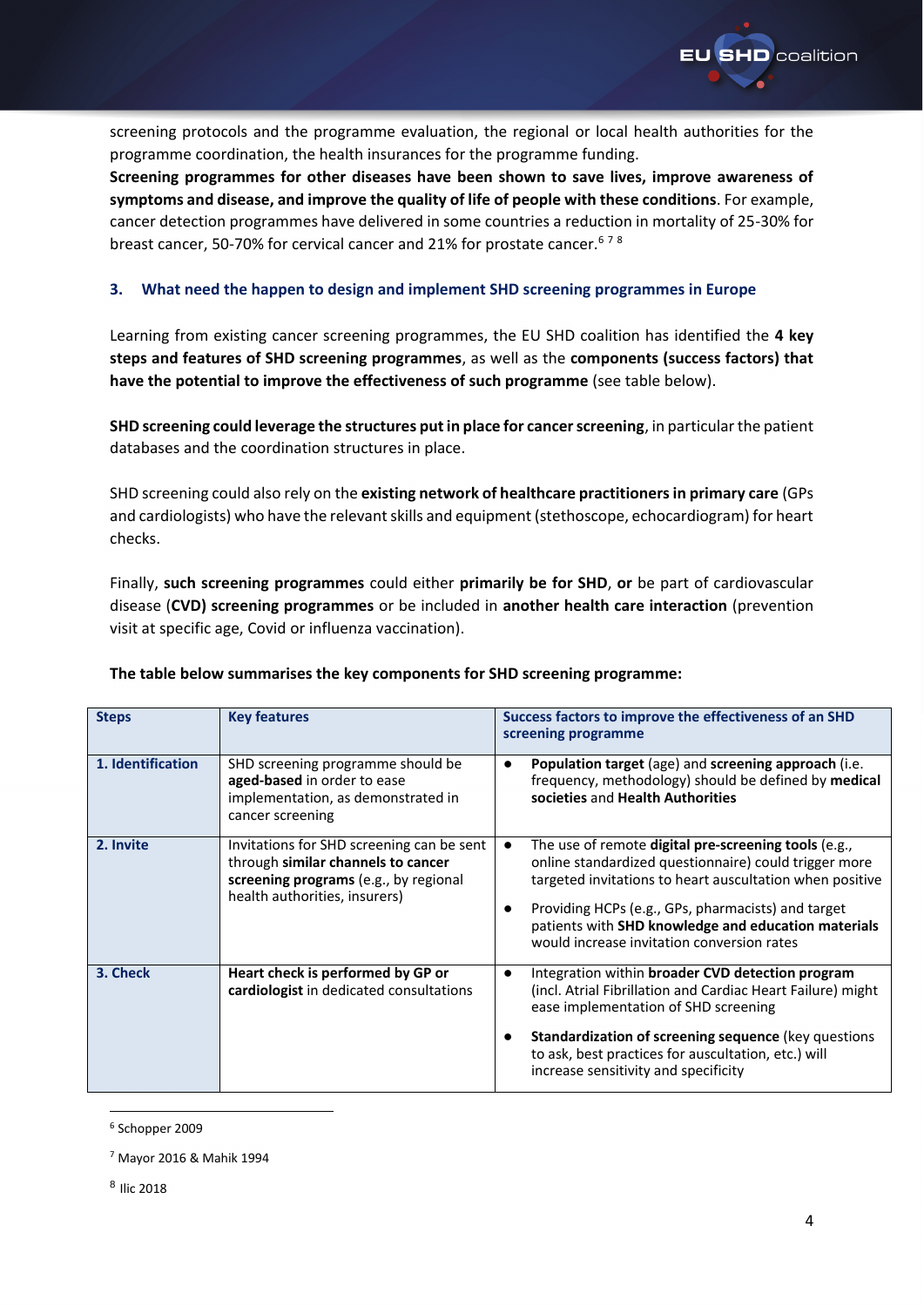screening protocols and the programme evaluation, the regional or local health authorities for the programme coordination, the health insurances for the programme funding.

**Screening programmes for other diseases have been shown to save lives, improve awareness of symptoms and disease, and improve the quality of life of people with these conditions**. For example, cancer detection programmes have delivered in some countries a reduction in mortality of 25-30% for breast cancer, 50-70% for cervical cancer and 21% for prostate cancer.[6] [7] [8]

## 3. What need the happen to design and implement SHD screening programmes in Europe

Learning from existing cancer screening programmes, the EU SHD coalition has identified the **4 key steps and features of SHD screening programmes**, as well as the **components (success factors) that have the potential to improve the effectiveness of such programme** (see table below).

**SHD screening could leverage the structures put in place for cancer screening**, in particular the patient databases and the coordination structures in place.

SHD screening could also rely on the **existing network of healthcare practitioners in primary care** (GPs and cardiologists) who have the relevant skills and equipment (stethoscope, echocardiogram) for heart checks.

Finally, **such screening programmes** could either **primarily be for SHD**, **or** be part of cardiovascular disease (**CVD) screening programmes** or be included in **another health care interaction** (prevention visit at specific age, Covid or influenza vaccination).

**The table below summarises the key components for SHD screening programme:**

| Steps | Key features | Success factors to improve the effectiveness of an SHD screening programme |
|---|---|---|
| **1. Identification** | SHD screening programme should be **aged-based** in order to ease implementation, as demonstrated in cancer screening | • **Population target** (age) and **screening approach** (i.e. frequency, methodology) should be defined by **medical societies** and **Health Authorities** |
| **2. Invite** | Invitations for SHD screening can be sent through **similar channels to cancer screening programs** (e.g., by regional health authorities, insurers) | • The use of remote **digital pre-screening tools** (e.g., online standardized questionnaire) could trigger more targeted invitations to heart auscultation when positive<br>• Providing HCPs (e.g., GPs, pharmacists) and target patients with **SHD knowledge and education materials** would increase invitation conversion rates |
| **3. Check** | **Heart check is performed by GP or cardiologist** in dedicated consultations | • Integration within **broader CVD detection program** (incl. Atrial Fibrillation and Cardiac Heart Failure) might ease implementation of SHD screening<br>• **Standardization of screening sequence** (key questions to ask, best practices for auscultation, etc.) will increase sensitivity and specificity |

[6] Schopper 2009

[7] Mayor 2016 & Mahik 1994

[8] Ilic 2018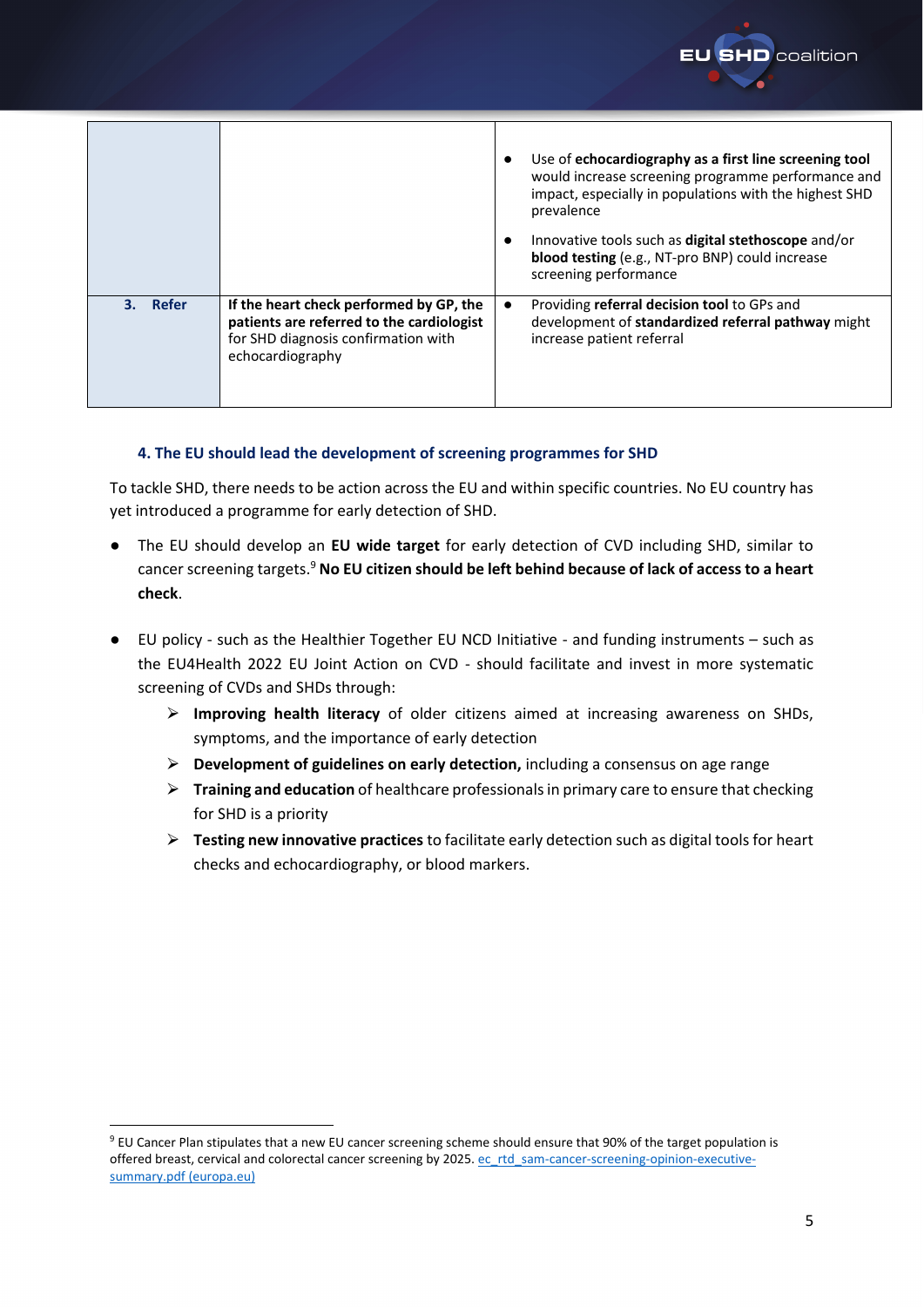|  |  |  |
|---|---|---|
|  |  | ● Use of **echocardiography as a first line screening tool** would increase screening programme performance and impact, especially in populations with the highest SHD prevalence<br><br>● Innovative tools such as **digital stethoscope** and/or **blood testing** (e.g., NT-pro BNP) could increase screening performance |
| **3. Refer** | **If the heart check performed by GP, the patients are referred to the cardiologist** for SHD diagnosis confirmation with echocardiography | ● Providing **referral decision tool** to GPs and development of **standardized referral pathway** might increase patient referral |

### 4. The EU should lead the development of screening programmes for SHD

To tackle SHD, there needs to be action across the EU and within specific countries. No EU country has yet introduced a programme for early detection of SHD.

- The EU should develop an **EU wide target** for early detection of CVD including SHD, similar to cancer screening targets.[9] **No EU citizen should be left behind because of lack of access to a heart check**.

- EU policy - such as the Healthier Together EU NCD Initiative - and funding instruments – such as the EU4Health 2022 EU Joint Action on CVD - should facilitate and invest in more systematic screening of CVDs and SHDs through:
  - **Improving health literacy** of older citizens aimed at increasing awareness on SHDs, symptoms, and the importance of early detection
  - **Development of guidelines on early detection,** including a consensus on age range
  - **Training and education** of healthcare professionals in primary care to ensure that checking for SHD is a priority
  - **Testing new innovative practices** to facilitate early detection such as digital tools for heart checks and echocardiography, or blood markers.

---

[9] EU Cancer Plan stipulates that a new EU cancer screening scheme should ensure that 90% of the target population is offered breast, cervical and colorectal cancer screening by 2025. [ec_rtd_sam-cancer-screening-opinion-executive-summary.pdf (europa.eu)](ec_rtd_sam-cancer-screening-opinion-executive-summary.pdf)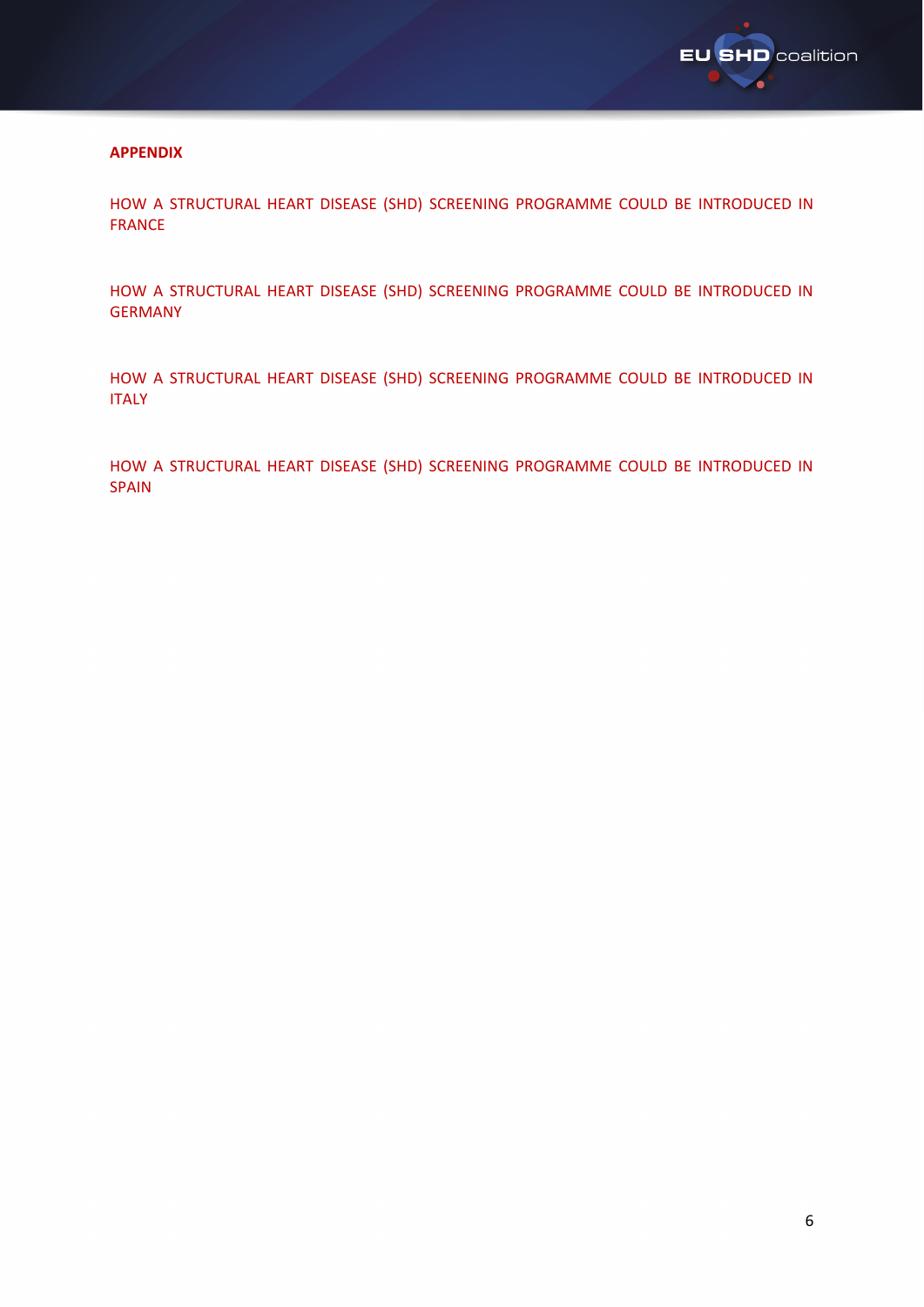## APPENDIX

HOW A STRUCTURAL HEART DISEASE (SHD) SCREENING PROGRAMME COULD BE INTRODUCED IN FRANCE

HOW A STRUCTURAL HEART DISEASE (SHD) SCREENING PROGRAMME COULD BE INTRODUCED IN GERMANY

HOW A STRUCTURAL HEART DISEASE (SHD) SCREENING PROGRAMME COULD BE INTRODUCED IN ITALY

HOW A STRUCTURAL HEART DISEASE (SHD) SCREENING PROGRAMME COULD BE INTRODUCED IN SPAIN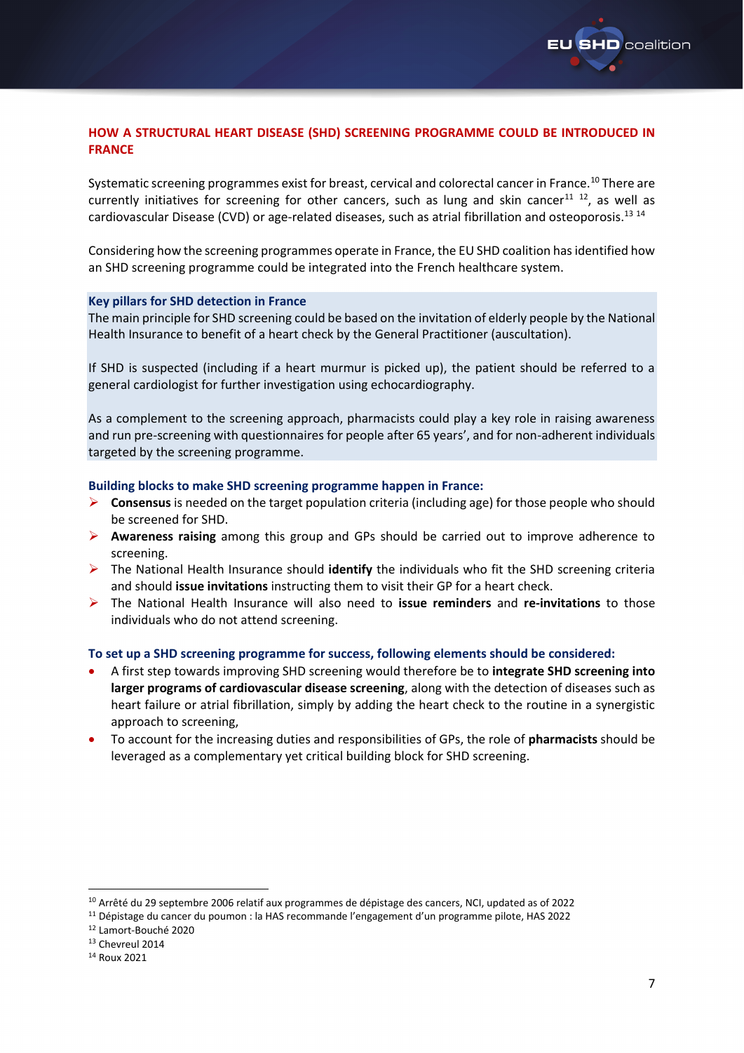## HOW A STRUCTURAL HEART DISEASE (SHD) SCREENING PROGRAMME COULD BE INTRODUCED IN FRANCE

Systematic screening programmes exist for breast, cervical and colorectal cancer in France.[10] There are currently initiatives for screening for other cancers, such as lung and skin cancer[11] [12], as well as cardiovascular Disease (CVD) or age-related diseases, such as atrial fibrillation and osteoporosis.[13] [14]

Considering how the screening programmes operate in France, the EU SHD coalition has identified how an SHD screening programme could be integrated into the French healthcare system.

### Key pillars for SHD detection in France

The main principle for SHD screening could be based on the invitation of elderly people by the National Health Insurance to benefit of a heart check by the General Practitioner (auscultation).

If SHD is suspected (including if a heart murmur is picked up), the patient should be referred to a general cardiologist for further investigation using echocardiography.

As a complement to the screening approach, pharmacists could play a key role in raising awareness and run pre-screening with questionnaires for people after 65 years', and for non-adherent individuals targeted by the screening programme.

### Building blocks to make SHD screening programme happen in France:

- **Consensus** is needed on the target population criteria (including age) for those people who should be screened for SHD.
- **Awareness raising** among this group and GPs should be carried out to improve adherence to screening.
- The National Health Insurance should **identify** the individuals who fit the SHD screening criteria and should **issue invitations** instructing them to visit their GP for a heart check.
- The National Health Insurance will also need to **issue reminders** and **re-invitations** to those individuals who do not attend screening.

### To set up a SHD screening programme for success, following elements should be considered:

- A first step towards improving SHD screening would therefore be to **integrate SHD screening into larger programs of cardiovascular disease screening**, along with the detection of diseases such as heart failure or atrial fibrillation, simply by adding the heart check to the routine in a synergistic approach to screening,
- To account for the increasing duties and responsibilities of GPs, the role of **pharmacists** should be leveraged as a complementary yet critical building block for SHD screening.

---

[10] Arrêté du 29 septembre 2006 relatif aux programmes de dépistage des cancers, NCI, updated as of 2022

[11] Dépistage du cancer du poumon : la HAS recommande l'engagement d'un programme pilote, HAS 2022

[12] Lamort-Bouché 2020

[13] Chevreul 2014

[14] Roux 2021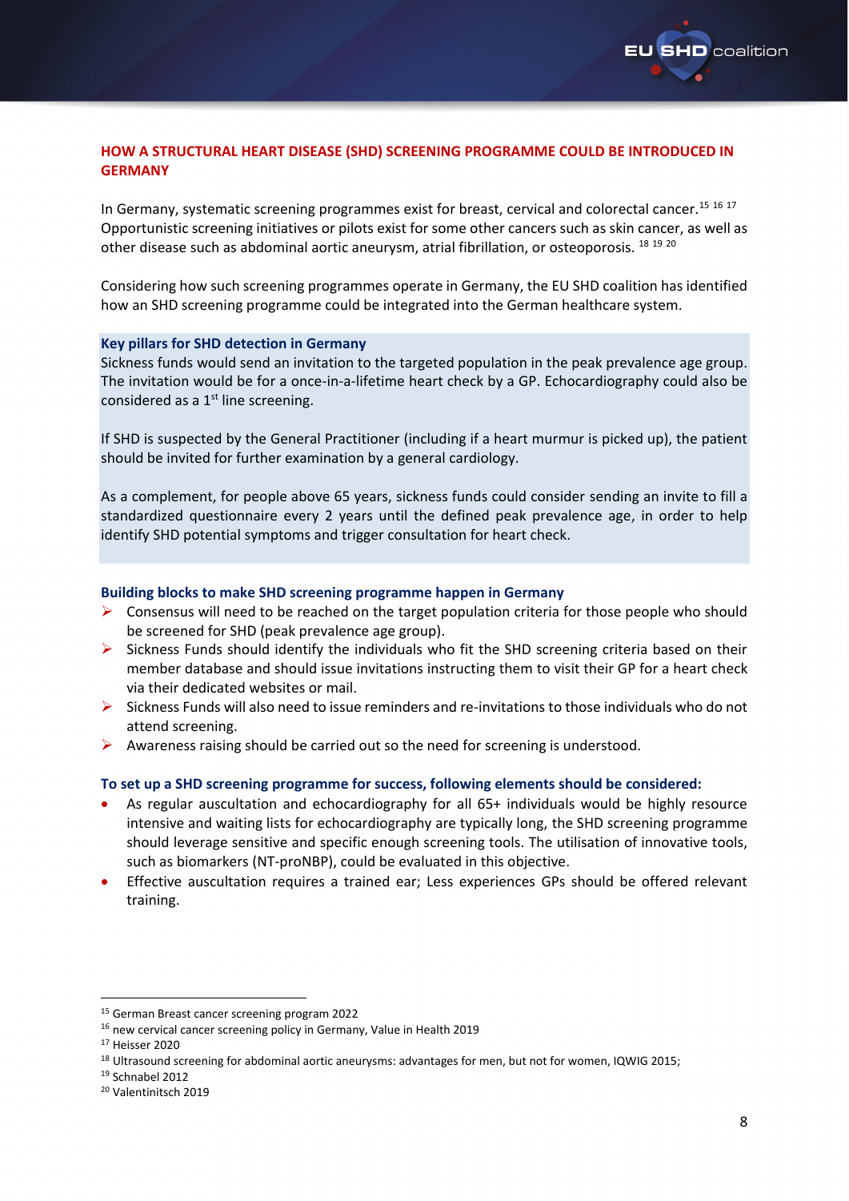## HOW A STRUCTURAL HEART DISEASE (SHD) SCREENING PROGRAMME COULD BE INTRODUCED IN GERMANY

In Germany, systematic screening programmes exist for breast, cervical and colorectal cancer.[15] [16] [17] Opportunistic screening initiatives or pilots exist for some other cancers such as skin cancer, as well as other disease such as abdominal aortic aneurysm, atrial fibrillation, or osteoporosis. [18] [19] [20]

Considering how such screening programmes operate in Germany, the EU SHD coalition has identified how an SHD screening programme could be integrated into the German healthcare system.

### Key pillars for SHD detection in Germany

Sickness funds would send an invitation to the targeted population in the peak prevalence age group. The invitation would be for a once-in-a-lifetime heart check by a GP. Echocardiography could also be considered as a 1st line screening.

If SHD is suspected by the General Practitioner (including if a heart murmur is picked up), the patient should be invited for further examination by a general cardiology.

As a complement, for people above 65 years, sickness funds could consider sending an invite to fill a standardized questionnaire every 2 years until the defined peak prevalence age, in order to help identify SHD potential symptoms and trigger consultation for heart check.

### Building blocks to make SHD screening programme happen in Germany

- Consensus will need to be reached on the target population criteria for those people who should be screened for SHD (peak prevalence age group).
- Sickness Funds should identify the individuals who fit the SHD screening criteria based on their member database and should issue invitations instructing them to visit their GP for a heart check via their dedicated websites or mail.
- Sickness Funds will also need to issue reminders and re-invitations to those individuals who do not attend screening.
- Awareness raising should be carried out so the need for screening is understood.

### To set up a SHD screening programme for success, following elements should be considered:

- As regular auscultation and echocardiography for all 65+ individuals would be highly resource intensive and waiting lists for echocardiography are typically long, the SHD screening programme should leverage sensitive and specific enough screening tools. The utilisation of innovative tools, such as biomarkers (NT-proNBP), could be evaluated in this objective.
- Effective auscultation requires a trained ear; Less experiences GPs should be offered relevant training.

---

[15] German Breast cancer screening program 2022
[16] new cervical cancer screening policy in Germany, Value in Health 2019
[17] Heisser 2020
[18] Ultrasound screening for abdominal aortic aneurysms: advantages for men, but not for women, IQWIG 2015;
[19] Schnabel 2012
[20] Valentinitsch 2019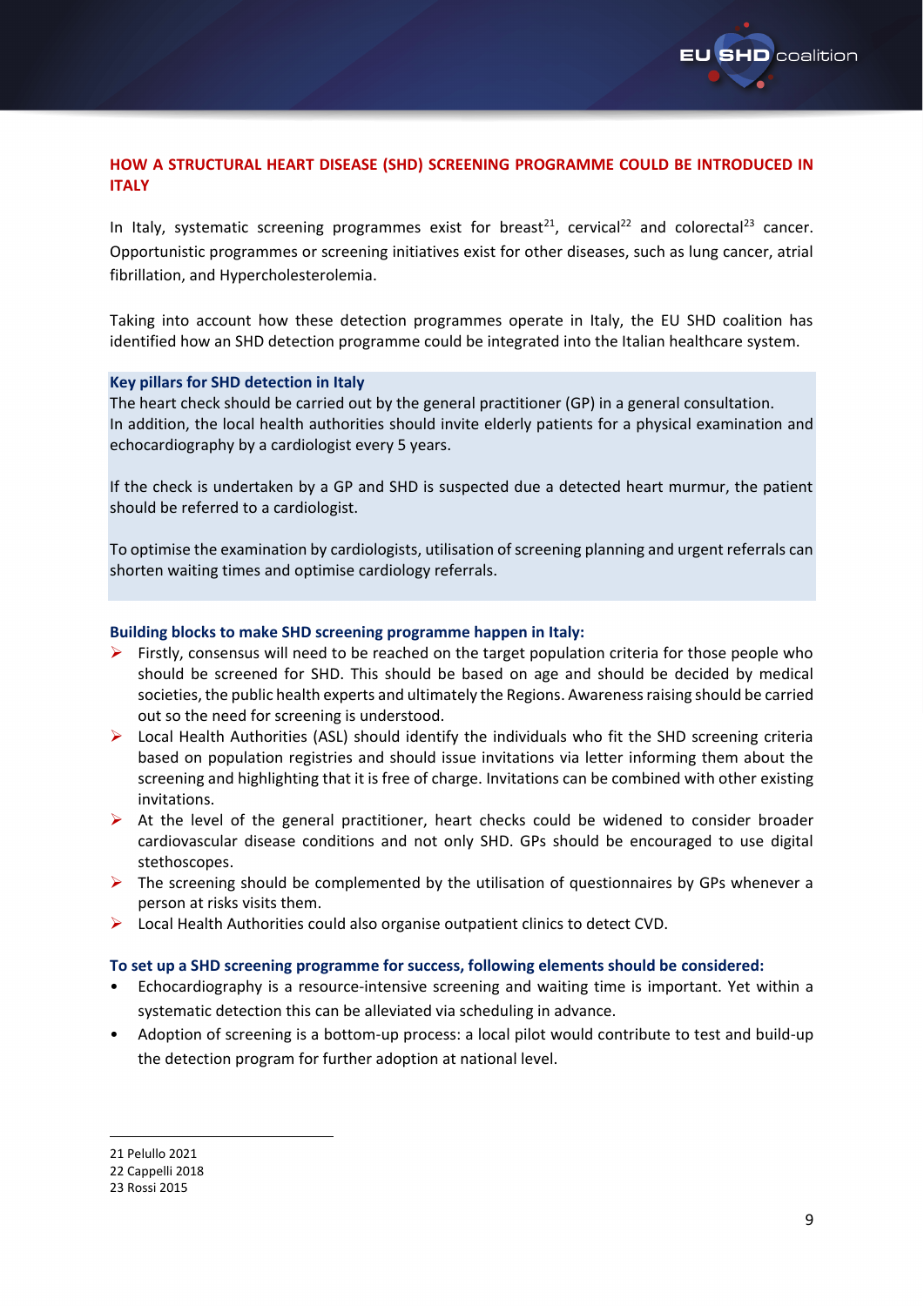## HOW A STRUCTURAL HEART DISEASE (SHD) SCREENING PROGRAMME COULD BE INTRODUCED IN ITALY

In Italy, systematic screening programmes exist for breast[21], cervical[22] and colorectal[23] cancer. Opportunistic programmes or screening initiatives exist for other diseases, such as lung cancer, atrial fibrillation, and Hypercholesterolemia.

Taking into account how these detection programmes operate in Italy, the EU SHD coalition has identified how an SHD detection programme could be integrated into the Italian healthcare system.

**Key pillars for SHD detection in Italy**

The heart check should be carried out by the general practitioner (GP) in a general consultation. In addition, the local health authorities should invite elderly patients for a physical examination and echocardiography by a cardiologist every 5 years.

If the check is undertaken by a GP and SHD is suspected due a detected heart murmur, the patient should be referred to a cardiologist.

To optimise the examination by cardiologists, utilisation of screening planning and urgent referrals can shorten waiting times and optimise cardiology referrals.

**Building blocks to make SHD screening programme happen in Italy:**

- Firstly, consensus will need to be reached on the target population criteria for those people who should be screened for SHD. This should be based on age and should be decided by medical societies, the public health experts and ultimately the Regions. Awareness raising should be carried out so the need for screening is understood.
- Local Health Authorities (ASL) should identify the individuals who fit the SHD screening criteria based on population registries and should issue invitations via letter informing them about the screening and highlighting that it is free of charge. Invitations can be combined with other existing invitations.
- At the level of the general practitioner, heart checks could be widened to consider broader cardiovascular disease conditions and not only SHD. GPs should be encouraged to use digital stethoscopes.
- The screening should be complemented by the utilisation of questionnaires by GPs whenever a person at risks visits them.
- Local Health Authorities could also organise outpatient clinics to detect CVD.

**To set up a SHD screening programme for success, following elements should be considered:**

- Echocardiography is a resource-intensive screening and waiting time is important. Yet within a systematic detection this can be alleviated via scheduling in advance.
- Adoption of screening is a bottom-up process: a local pilot would contribute to test and build-up the detection program for further adoption at national level.

---

21 Pelullo 2021
22 Cappelli 2018
23 Rossi 2015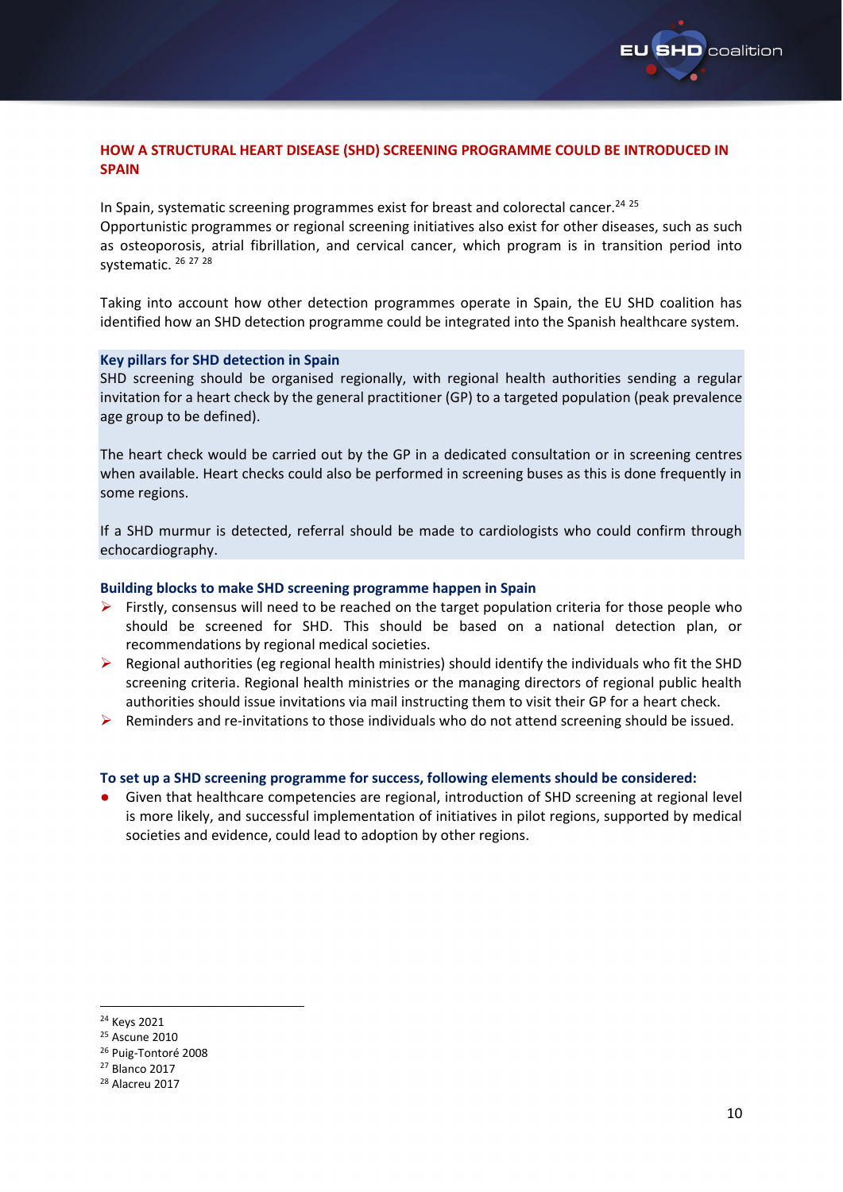## HOW A STRUCTURAL HEART DISEASE (SHD) SCREENING PROGRAMME COULD BE INTRODUCED IN SPAIN

In Spain, systematic screening programmes exist for breast and colorectal cancer.[24] [25]
Opportunistic programmes or regional screening initiatives also exist for other diseases, such as such as osteoporosis, atrial fibrillation, and cervical cancer, which program is in transition period into systematic. [26] [27] [28]

Taking into account how other detection programmes operate in Spain, the EU SHD coalition has identified how an SHD detection programme could be integrated into the Spanish healthcare system.

### Key pillars for SHD detection in Spain

SHD screening should be organised regionally, with regional health authorities sending a regular invitation for a heart check by the general practitioner (GP) to a targeted population (peak prevalence age group to be defined).

The heart check would be carried out by the GP in a dedicated consultation or in screening centres when available. Heart checks could also be performed in screening buses as this is done frequently in some regions.

If a SHD murmur is detected, referral should be made to cardiologists who could confirm through echocardiography.

### Building blocks to make SHD screening programme happen in Spain

- Firstly, consensus will need to be reached on the target population criteria for those people who should be screened for SHD. This should be based on a national detection plan, or recommendations by regional medical societies.
- Regional authorities (eg regional health ministries) should identify the individuals who fit the SHD screening criteria. Regional health ministries or the managing directors of regional public health authorities should issue invitations via mail instructing them to visit their GP for a heart check.
- Reminders and re-invitations to those individuals who do not attend screening should be issued.

### To set up a SHD screening programme for success, following elements should be considered:

- Given that healthcare competencies are regional, introduction of SHD screening at regional level is more likely, and successful implementation of initiatives in pilot regions, supported by medical societies and evidence, could lead to adoption by other regions.

---

[24] Keys 2021
[25] Ascune 2010
[26] Puig-Tontoré 2008
[27] Blanco 2017
[28] Alacreu 2017